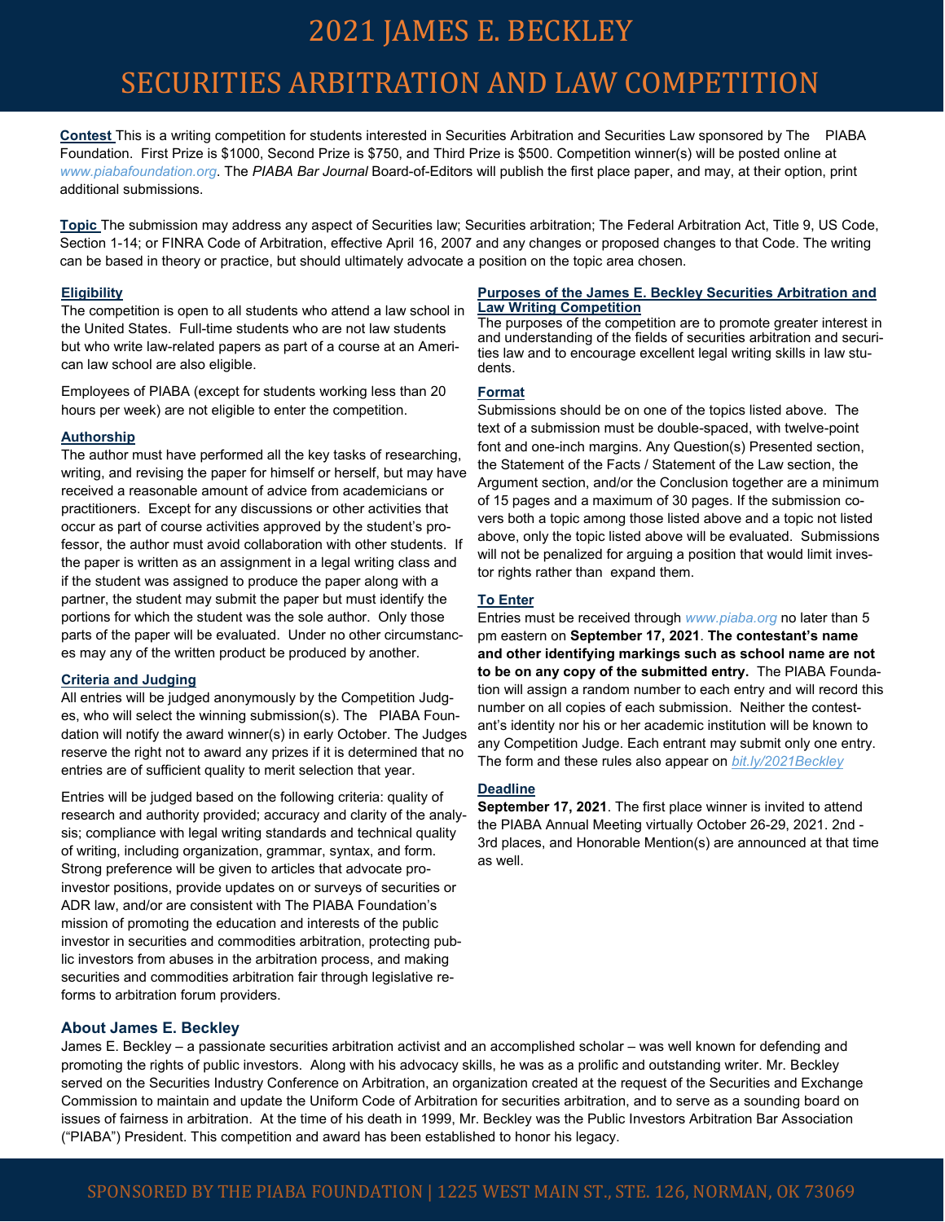# 2021 JAMES E. BECKLEY

# SECURITIES ARBITRATION AND LAW COMPETITION

**Contest** This is a writing competition for students interested in Securities Arbitration and Securities Law sponsored by The PIABA Foundation. First Prize is $1000, Second Prize is $750, and Third Prize is $500. Competition winner(s) will be posted online at *www.piabafoundation.org*. The *PIABA Bar Journal* Board-of-Editors will publish the first place paper, and may, at their option, print additional submissions.

**Topic** The submission may address any aspect of Securities law; Securities arbitration; The Federal Arbitration Act, Title 9, US Code, Section 1-14; or FINRA Code of Arbitration, effective April 16, 2007 and any changes or proposed changes to that Code. The writing can be based in theory or practice, but should ultimately advocate a position on the topic area chosen.

### Eligibility

The competition is open to all students who attend a law school in the United States. Full-time students who are not law students but who write law-related papers as part of a course at an American law school are also eligible.

Employees of PIABA (except for students working less than 20 hours per week) are not eligible to enter the competition.

### Authorship

The author must have performed all the key tasks of researching, writing, and revising the paper for himself or herself, but may have received a reasonable amount of advice from academicians or practitioners. Except for any discussions or other activities that occur as part of course activities approved by the student's professor, the author must avoid collaboration with other students. If the paper is written as an assignment in a legal writing class and if the student was assigned to produce the paper along with a partner, the student may submit the paper but must identify the portions for which the student was the sole author. Only those parts of the paper will be evaluated. Under no other circumstances may any of the written product be produced by another.

### Criteria and Judging

All entries will be judged anonymously by the Competition Judges, who will select the winning submission(s). The PIABA Foundation will notify the award winner(s) in early October. The Judges reserve the right not to award any prizes if it is determined that no entries are of sufficient quality to merit selection that year.

Entries will be judged based on the following criteria: quality of research and authority provided; accuracy and clarity of the analysis; compliance with legal writing standards and technical quality of writing, including organization, grammar, syntax, and form. Strong preference will be given to articles that advocate pro-investor positions, provide updates on or surveys of securities or ADR law, and/or are consistent with The PIABA Foundation's mission of promoting the education and interests of the public investor in securities and commodities arbitration, protecting public investors from abuses in the arbitration process, and making securities and commodities arbitration fair through legislative reforms to arbitration forum providers.

### Purposes of the James E. Beckley Securities Arbitration and Law Writing Competition

The purposes of the competition are to promote greater interest in and understanding of the fields of securities arbitration and securities law and to encourage excellent legal writing skills in law students.

### Format

Submissions should be on one of the topics listed above. The text of a submission must be double-spaced, with twelve-point font and one-inch margins. Any Question(s) Presented section, the Statement of the Facts / Statement of the Law section, the Argument section, and/or the Conclusion together are a minimum of 15 pages and a maximum of 30 pages. If the submission covers both a topic among those listed above and a topic not listed above, only the topic listed above will be evaluated. Submissions will not be penalized for arguing a position that would limit investor rights rather than expand them.

### To Enter

Entries must be received through *www.piaba.org* no later than 5 pm eastern on **September 17, 2021**. **The contestant's name and other identifying markings such as school name are not to be on any copy of the submitted entry.** The PIABA Foundation will assign a random number to each entry and will record this number on all copies of each submission. Neither the contestant's identity nor his or her academic institution will be known to any Competition Judge. Each entrant may submit only one entry. The form and these rules also appear on *bit.ly/2021Beckley*

### Deadline

**September 17, 2021**. The first place winner is invited to attend the PIABA Annual Meeting virtually October 26-29, 2021. 2nd - 3rd places, and Honorable Mention(s) are announced at that time as well.

## About James E. Beckley

James E. Beckley – a passionate securities arbitration activist and an accomplished scholar – was well known for defending and promoting the rights of public investors. Along with his advocacy skills, he was as a prolific and outstanding writer. Mr. Beckley served on the Securities Industry Conference on Arbitration, an organization created at the request of the Securities and Exchange Commission to maintain and update the Uniform Code of Arbitration for securities arbitration, and to serve as a sounding board on issues of fairness in arbitration. At the time of his death in 1999, Mr. Beckley was the Public Investors Arbitration Bar Association ("PIABA") President. This competition and award has been established to honor his legacy.

SPONSORED BY THE PIABA FOUNDATION | 1225 WEST MAIN ST., STE. 126, NORMAN, OK 73069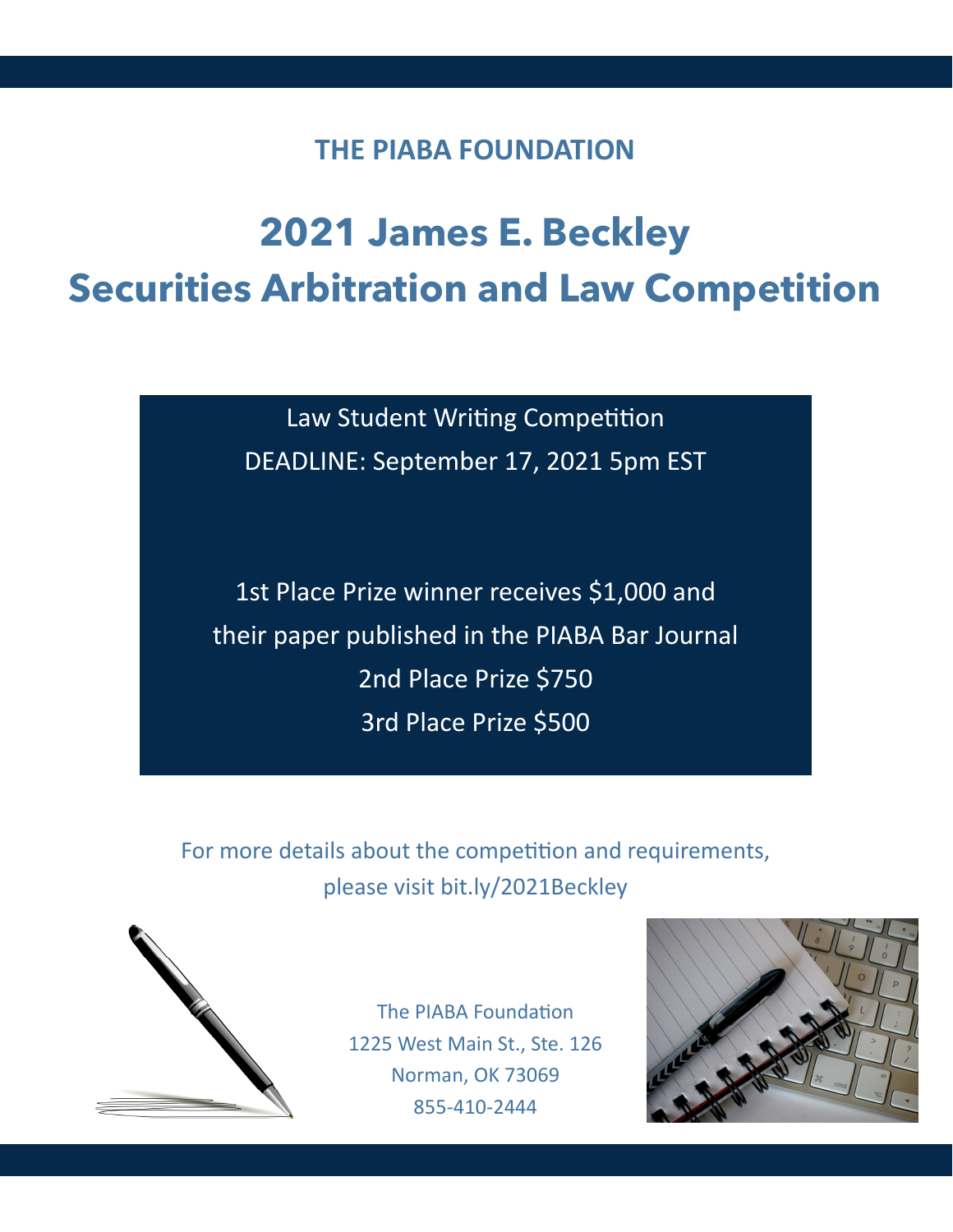THE PIABA FOUNDATION

# 2021 James E. Beckley Securities Arbitration and Law Competition

Law Student Writing Competition

DEADLINE: September 17, 2021 5pm EST

1st Place Prize winner receives $1,000 and their paper published in the PIABA Bar Journal

2nd Place Prize $750

3rd Place Prize $500

For more details about the competition and requirements, please visit bit.ly/2021Beckley

The PIABA Foundation
1225 West Main St., Ste. 126
Norman, OK 73069
855-410-2444